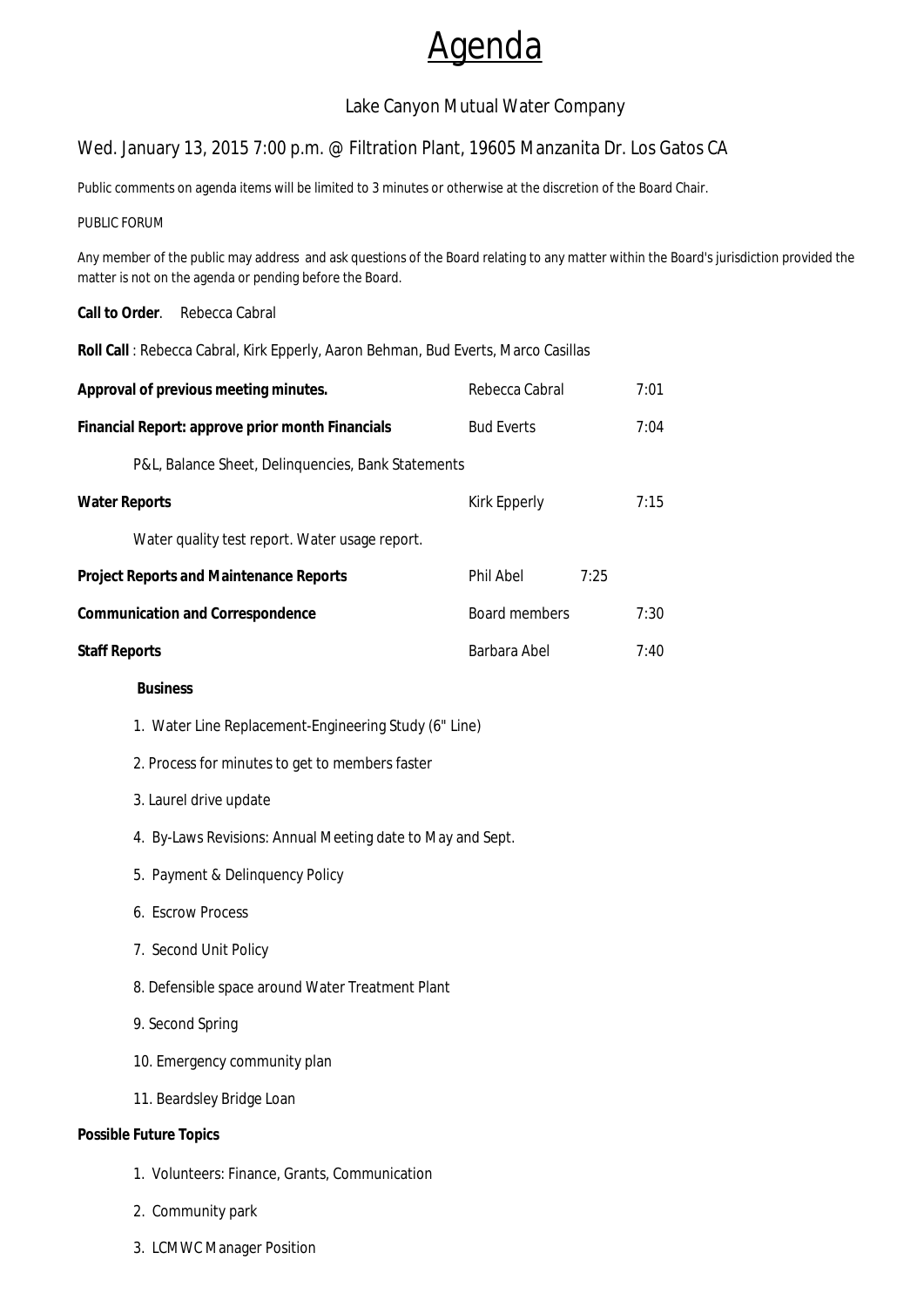# Agenda

## Lake Canyon Mutual Water Company

### Wed. January 13, 2015 7:00 p.m. @ Filtration Plant, 19605 Manzanita Dr. Los Gatos CA

Public comments on agenda items will be limited to 3 minutes or otherwise at the discretion of the Board Chair.

PUBLIC FORUM

Any member of the public may address and ask questions of the Board relating to any matter within the Board's jurisdiction provided the matter is not on the agenda or pending before the Board.

**Call to Order**. Rebecca Cabral

**Roll Call** : Rebecca Cabral, Kirk Epperly, Aaron Behman, Bud Everts, Marco Casillas

| Item | Presenter | Time |
|---|---|---|
| **Approval of previous meeting minutes.** | Rebecca Cabral | 7:01 |
| **Financial Report: approve prior month Financials** | Bud Everts | 7:04 |
| P&L, Balance Sheet, Delinquencies, Bank Statements | | |
| **Water Reports** | Kirk Epperly | 7:15 |
| Water quality test report. Water usage report. | | |
| **Project Reports and Maintenance Reports** | Phil Abel | 7:25 |
| **Communication and Correspondence** | Board members | 7:30 |
| **Staff Reports** | Barbara Abel | 7:40 |

**Business**

1. Water Line Replacement-Engineering Study (6" Line)
2. Process for minutes to get to members faster
3. Laurel drive update
4. By-Laws Revisions: Annual Meeting date to May and Sept.
5. Payment & Delinquency Policy
6. Escrow Process
7. Second Unit Policy
8. Defensible space around Water Treatment Plant
9. Second Spring
10. Emergency community plan
11. Beardsley Bridge Loan

**Possible Future Topics**

1. Volunteers: Finance, Grants, Communication
2. Community park
3. LCMWC Manager Position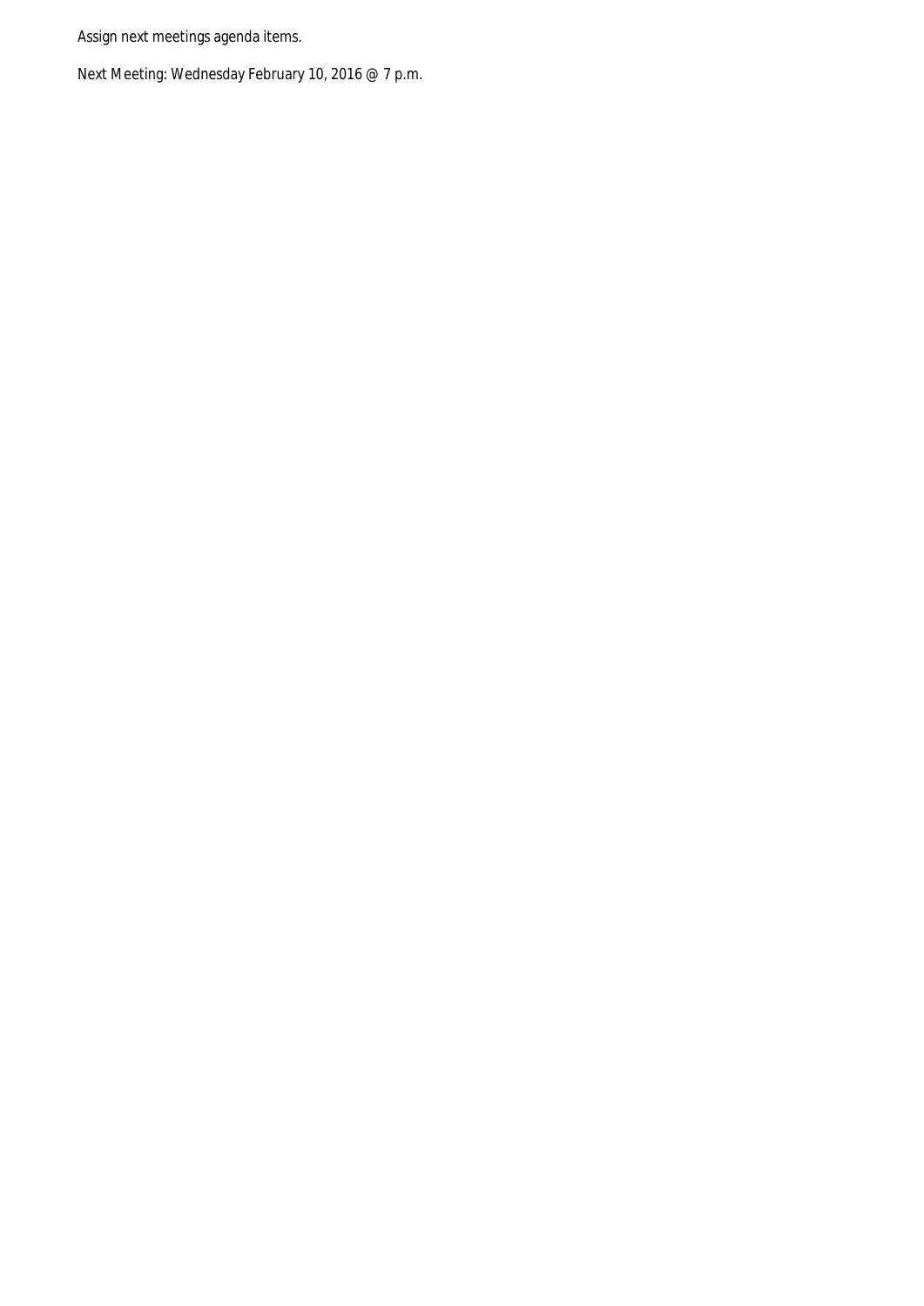Assign next meetings agenda items.

Next Meeting: Wednesday February 10, 2016 @ 7 p.m.